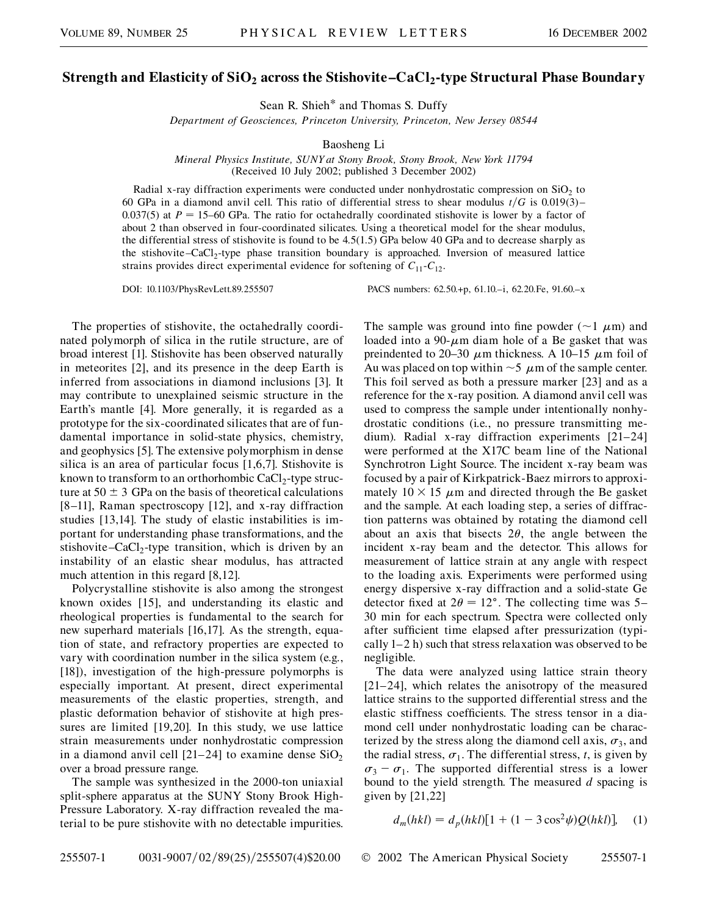# Strength and Elasticity of $SiO_2$ across the Stishovite–$CaCl_2$-type Structural Phase Boundary

Sean R. Shieh* and Thomas S. Duffy

*Department of Geosciences, Princeton University, Princeton, New Jersey 08544*

Baosheng Li

*Mineral Physics Institute, SUNY at Stony Brook, Stony Brook, New York 11794*

(Received 10 July 2002; published 3 December 2002)

Radial x-ray diffraction experiments were conducted under nonhydrostatic compression on $SiO_2$ to 60 GPa in a diamond anvil cell. This ratio of differential stress to shear modulus $t/G$ is 0.019(3)–0.037(5) at $P = 15$–$60$ GPa. The ratio for octahedrally coordinated stishovite is lower by a factor of about 2 than observed in four-coordinated silicates. Using a theoretical model for the shear modulus, the differential stress of stishovite is found to be 4.5(1.5) GPa below 40 GPa and to decrease sharply as the stishovite–$CaCl_2$-type phase transition boundary is approached. Inversion of measured lattice strains provides direct experimental evidence for softening of $C_{11}$-$C_{12}$.

DOI: 10.1103/PhysRevLett.89.255507 PACS numbers: 62.50.+p, 61.10.–i, 62.20.Fe, 91.60.–x

The properties of stishovite, the octahedrally coordinated polymorph of silica in the rutile structure, are of broad interest [1]. Stishovite has been observed naturally in meteorites [2], and its presence in the deep Earth is inferred from associations in diamond inclusions [3]. It may contribute to unexplained seismic structure in the Earth's mantle [4]. More generally, it is regarded as a prototype for the six-coordinated silicates that are of fundamental importance in solid-state physics, chemistry, and geophysics [5]. The extensive polymorphism in dense silica is an area of particular focus [1,6,7]. Stishovite is known to transform to an orthorhombic $CaCl_2$-type structure at $50 \pm 3$ GPa on the basis of theoretical calculations [8–11], Raman spectroscopy [12], and x-ray diffraction studies [13,14]. The study of elastic instabilities is important for understanding phase transformations, and the stishovite–$CaCl_2$-type transition, which is driven by an instability of an elastic shear modulus, has attracted much attention in this regard [8,12].

Polycrystalline stishovite is also among the strongest known oxides [15], and understanding its elastic and rheological properties is fundamental to the search for new superhard materials [16,17]. As the strength, equation of state, and refractory properties are expected to vary with coordination number in the silica system (e.g., [18]), investigation of the high-pressure polymorphs is especially important. At present, direct experimental measurements of the elastic properties, strength, and plastic deformation behavior of stishovite at high pressures are limited [19,20]. In this study, we use lattice strain measurements under nonhydrostatic compression in a diamond anvil cell [21–24] to examine dense $SiO_2$ over a broad pressure range.

The sample was synthesized in the 2000-ton uniaxial split-sphere apparatus at the SUNY Stony Brook High-Pressure Laboratory. X-ray diffraction revealed the material to be pure stishovite with no detectable impurities. The sample was ground into fine powder ($\sim 1$ $\mu$m) and loaded into a 90-$\mu$m diam hole of a Be gasket that was preindented to 20–30 $\mu$m thickness. A 10–15 $\mu$m foil of Au was placed on top within $\sim 5$ $\mu$m of the sample center. This foil served as both a pressure marker [23] and as a reference for the x-ray position. A diamond anvil cell was used to compress the sample under intentionally nonhydrostatic conditions (i.e., no pressure transmitting medium). Radial x-ray diffraction experiments [21–24] were performed at the X17C beam line of the National Synchrotron Light Source. The incident x-ray beam was focused by a pair of Kirkpatrick-Baez mirrors to approximately $10 \times 15$ $\mu$m and directed through the Be gasket and the sample. At each loading step, a series of diffraction patterns was obtained by rotating the diamond cell about an axis that bisects $2\theta$, the angle between the incident x-ray beam and the detector. This allows for measurement of lattice strain at any angle with respect to the loading axis. Experiments were performed using energy dispersive x-ray diffraction and a solid-state Ge detector fixed at $2\theta = 12°$. The collecting time was 5–30 min for each spectrum. Spectra were collected only after sufficient time elapsed after pressurization (typically 1–2 h) such that stress relaxation was observed to be negligible.

The data were analyzed using lattice strain theory [21–24], which relates the anisotropy of the measured lattice strains to the supported differential stress and the elastic stiffness coefficients. The stress tensor in a diamond cell under nonhydrostatic loading can be characterized by the stress along the diamond cell axis, $\sigma_3$, and the radial stress, $\sigma_1$. The differential stress, $t$, is given by $\sigma_3 - \sigma_1$. The supported differential stress is a lower bound to the yield strength. The measured $d$ spacing is given by [21,22]

$$d_m(hkl) = d_p(hkl)[1 + (1 - 3\cos^2\psi)Q(hkl)], \quad (1)$$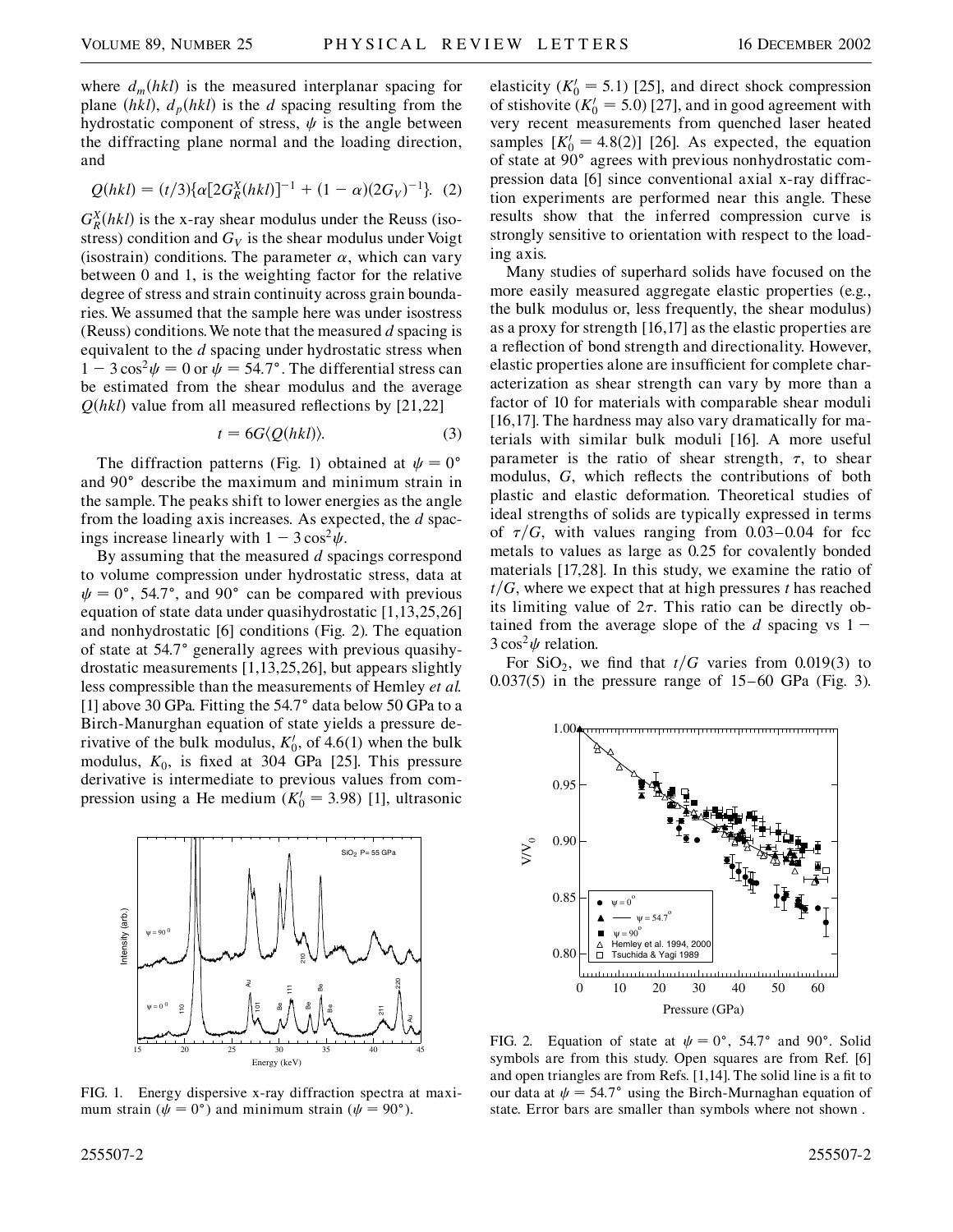where $d_m(hkl)$ is the measured interplanar spacing for plane $(hkl)$, $d_p(hkl)$ is the $d$ spacing resulting from the hydrostatic component of stress, $\psi$ is the angle between the diffracting plane normal and the loading direction, and

$$Q(hkl) = (t/3)\{\alpha[2G_R^X(hkl)]^{-1} + (1-\alpha)(2G_V)^{-1}\}. \quad (2)$$

$G_R^X(hkl)$ is the x-ray shear modulus under the Reuss (isostress) condition and $G_V$ is the shear modulus under Voigt (isostrain) conditions. The parameter $\alpha$, which can vary between 0 and 1, is the weighting factor for the relative degree of stress and strain continuity across grain boundaries. We assumed that the sample here was under isostress (Reuss) conditions. We note that the measured $d$ spacing is equivalent to the $d$ spacing under hydrostatic stress when $1 - 3\cos^2\psi = 0$ or $\psi = 54.7°$. The differential stress can be estimated from the shear modulus and the average $Q(hkl)$ value from all measured reflections by [21,22]

$$t = 6G\langle Q(hkl)\rangle. \quad (3)$$

The diffraction patterns (Fig. 1) obtained at $\psi = 0°$ and $90°$ describe the maximum and minimum strain in the sample. The peaks shift to lower energies as the angle from the loading axis increases. As expected, the $d$ spacings increase linearly with $1 - 3\cos^2\psi$.

By assuming that the measured $d$ spacings correspond to volume compression under hydrostatic stress, data at $\psi = 0°$, $54.7°$, and $90°$ can be compared with previous equation of state data under quasihydrostatic [1,13,25,26] and nonhydrostatic [6] conditions (Fig. 2). The equation of state at 54.7° generally agrees with previous quasihydrostatic measurements [1,13,25,26], but appears slightly less compressible than the measurements of Hemley *et al.* [1] above 30 GPa. Fitting the 54.7° data below 50 GPa to a Birch-Murnaghan equation of state yields a pressure derivative of the bulk modulus, $K_0'$, of 4.6(1) when the bulk modulus, $K_0$, is fixed at 304 GPa [25]. This pressure derivative is intermediate to previous values from compression using a He medium ($K_0' = 3.98$) [1], ultrasonic elasticity ($K_0' = 5.1$) [25], and direct shock compression of stishovite ($K_0' = 5.0$) [27], and in good agreement with very recent measurements from quenched laser heated samples [$K_0' = 4.8(2)$] [26]. As expected, the equation of state at 90° agrees with previous nonhydrostatic compression data [6] since conventional axial x-ray diffraction experiments are performed near this angle. These results show that the inferred compression curve is strongly sensitive to orientation with respect to the loading axis.

FIG. 1. Energy dispersive x-ray diffraction spectra at maximum strain ($\psi = 0°$) and minimum strain ($\psi = 90°$).

Many studies of superhard solids have focused on the more easily measured aggregate elastic properties (e.g., the bulk modulus or, less frequently, the shear modulus) as a proxy for strength [16,17] as the elastic properties are a reflection of bond strength and directionality. However, elastic properties alone are insufficient for complete characterization as shear strength can vary by more than a factor of 10 for materials with comparable shear moduli [16,17]. The hardness may also vary dramatically for materials with similar bulk moduli [16]. A more useful parameter is the ratio of shear strength, $\tau$, to shear modulus, $G$, which reflects the contributions of both plastic and elastic deformation. Theoretical studies of ideal strengths of solids are typically expressed in terms of $\tau/G$, with values ranging from 0.03–0.04 for fcc metals to values as large as 0.25 for covalently bonded materials [17,28]. In this study, we examine the ratio of $t/G$, where we expect that at high pressures $t$ has reached its limiting value of $2\tau$. This ratio can be directly obtained from the average slope of the $d$ spacing vs $1 - 3\cos^2\psi$ relation.

For $SiO_2$, we find that $t/G$ varies from 0.019(3) to 0.037(5) in the pressure range of 15–60 GPa (Fig. 3).

FIG. 2. Equation of state at $\psi = 0°$, $54.7°$ and $90°$. Solid symbols are from this study. Open squares are from Ref. [6] and open triangles are from Refs. [1,14]. The solid line is a fit to our data at $\psi = 54.7°$ using the Birch-Murnaghan equation of state. Error bars are smaller than symbols where not shown .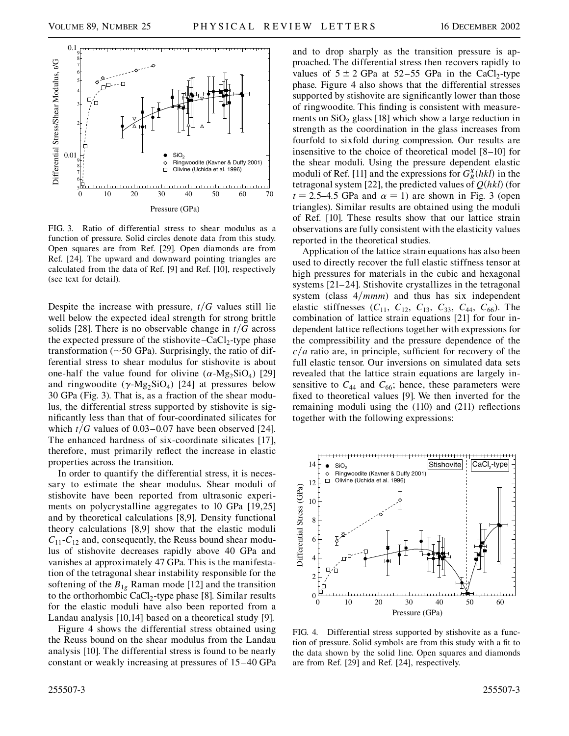FIG. 3. Ratio of differential stress to shear modulus as a function of pressure. Solid circles denote data from this study. Open squares are from Ref. [29]. Open diamonds are from Ref. [24]. The upward and downward pointing triangles are calculated from the data of Ref. [9] and Ref. [10], respectively (see text for detail).

Despite the increase with pressure, $t/G$ values still lie well below the expected ideal strength for strong brittle solids [28]. There is no observable change in $t/G$ across the expected pressure of the stishovite–$CaCl_2$-type phase transformation ($\sim$50 GPa). Surprisingly, the ratio of differential stress to shear modulus for stishovite is about one-half the value found for olivine ($\alpha$-$Mg_2SiO_4$) [29] and ringwoodite ($\gamma$-$Mg_2SiO_4$) [24] at pressures below 30 GPa (Fig. 3). That is, as a fraction of the shear modulus, the differential stress supported by stishovite is significantly less than that of four-coordinated silicates for which $t/G$ values of 0.03–0.07 have been observed [24]. The enhanced hardness of six-coordinate silicates [17], therefore, must primarily reflect the increase in elastic properties across the transition.

In order to quantify the differential stress, it is necessary to estimate the shear modulus. Shear moduli of stishovite have been reported from ultrasonic experiments on polycrystalline aggregates to 10 GPa [19,25] and by theoretical calculations [8,9]. Density functional theory calculations [8,9] show that the elastic moduli $C_{11}$-$C_{12}$ and, consequently, the Reuss bound shear modulus of stishovite decreases rapidly above 40 GPa and vanishes at approximately 47 GPa. This is the manifestation of the tetragonal shear instability responsible for the softening of the $B_{1g}$ Raman mode [12] and the transition to the orthorhombic $CaCl_2$-type phase [8]. Similar results for the elastic moduli have also been reported from a Landau analysis [10,14] based on a theoretical study [9].

Figure 4 shows the differential stress obtained using the Reuss bound on the shear modulus from the Landau analysis [10]. The differential stress is found to be nearly constant or weakly increasing at pressures of 15–40 GPa and to drop sharply as the transition pressure is approached. The differential stress then recovers rapidly to values of $5 \pm 2$ GPa at 52–55 GPa in the $CaCl_2$-type phase. Figure 4 also shows that the differential stresses supported by stishovite are significantly lower than those of ringwoodite. This finding is consistent with measurements on $SiO_2$ glass [18] which show a large reduction in strength as the coordination in the glass increases from fourfold to sixfold during compression. Our results are insensitive to the choice of theoretical model [8–10] for the shear moduli. Using the pressure dependent elastic moduli of Ref. [11] and the expressions for $G_R^X(hkl)$ in the tetragonal system [22], the predicted values of $Q(hkl)$ (for $t = 2.5$–$4.5$ GPa and $\alpha = 1$) are shown in Fig. 3 (open triangles). Similar results are obtained using the moduli of Ref. [10]. These results show that our lattice strain observations are fully consistent with the elasticity values reported in the theoretical studies.

Application of the lattice strain equations has also been used to directly recover the full elastic stiffness tensor at high pressures for materials in the cubic and hexagonal systems [21–24]. Stishovite crystallizes in the tetragonal system (class $4/mmm$) and thus has six independent elastic stiffnesses ($C_{11}$, $C_{12}$, $C_{13}$, $C_{33}$, $C_{44}$, $C_{66}$). The combination of lattice strain equations [21] for four independent lattice reflections together with expressions for the compressibility and the pressure dependence of the $c/a$ ratio are, in principle, sufficient for recovery of the full elastic tensor. Our inversions on simulated data sets revealed that the lattice strain equations are largely insensitive to $C_{44}$ and $C_{66}$; hence, these parameters were fixed to theoretical values [9]. We then inverted for the remaining moduli using the (110) and (211) reflections together with the following expressions:

FIG. 4. Differential stress supported by stishovite as a function of pressure. Solid symbols are from this study with a fit to the data shown by the solid line. Open squares and diamonds are from Ref. [29] and Ref. [24], respectively.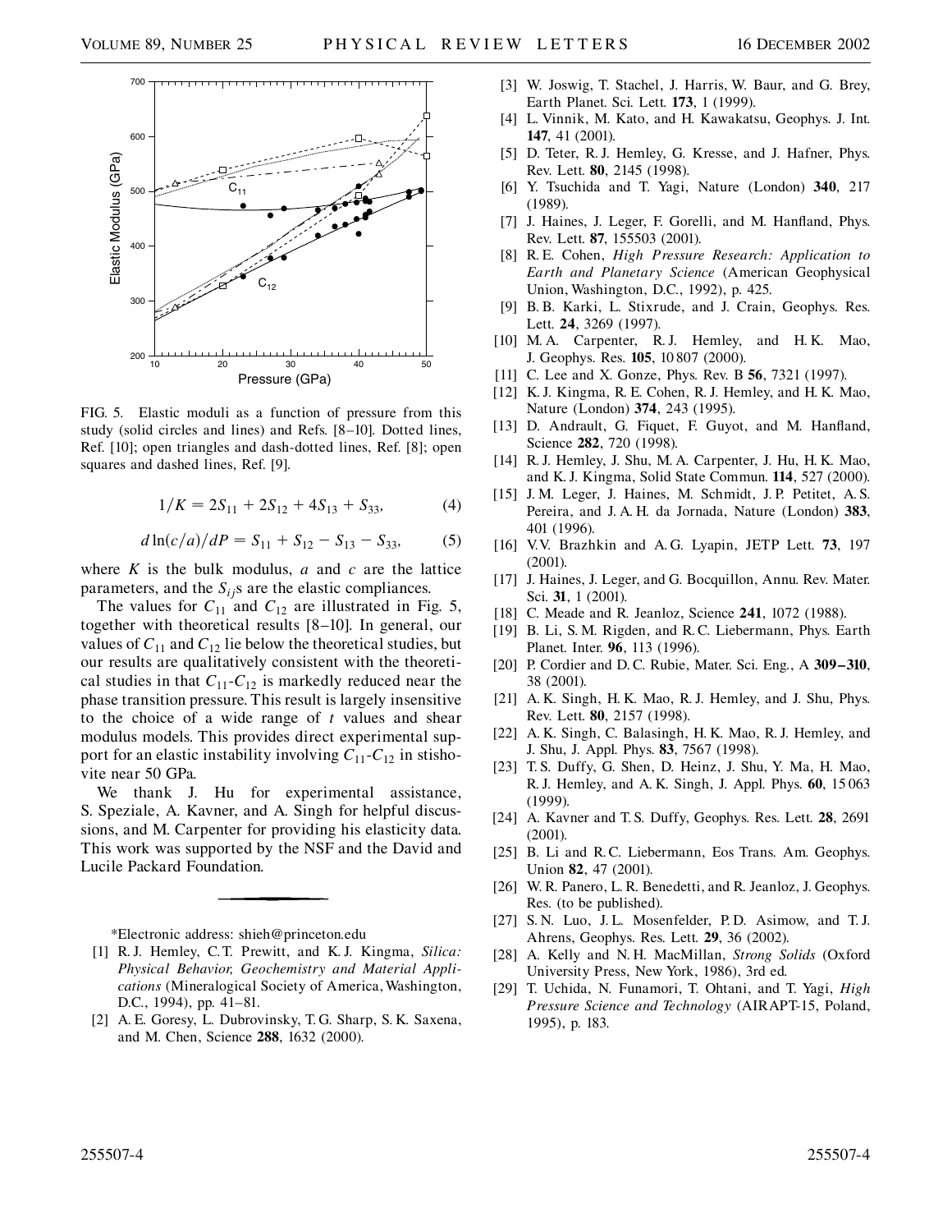700

600

500

400

300

200

Elastic Modulus (GPa)

10 20 30 40 50

Pressure (GPa)

$C_{11}$

$C_{12}$

FIG. 5. Elastic moduli as a function of pressure from this study (solid circles and lines) and Refs. [8–10]. Dotted lines, Ref. [10]; open triangles and dash-dotted lines, Ref. [8]; open squares and dashed lines, Ref. [9].

$$1/K = 2S_{11} + 2S_{12} + 4S_{13} + S_{33}, \quad (4)$$

$$d\ln(c/a)/dP = S_{11} + S_{12} - S_{13} - S_{33}, \quad (5)$$

where $K$ is the bulk modulus, $a$ and $c$ are the lattice parameters, and the $S_{ij}$s are the elastic compliances.

The values for $C_{11}$ and $C_{12}$ are illustrated in Fig. 5, together with theoretical results [8–10]. In general, our values of $C_{11}$ and $C_{12}$ lie below the theoretical studies, but our results are qualitatively consistent with the theoretical studies in that $C_{11}$-$C_{12}$ is markedly reduced near the phase transition pressure. This result is largely insensitive to the choice of a wide range of $t$ values and shear modulus models. This provides direct experimental support for an elastic instability involving $C_{11}$-$C_{12}$ in stishovite near 50 GPa.

We thank J. Hu for experimental assistance, S. Speziale, A. Kavner, and A. Singh for helpful discussions, and M. Carpenter for providing his elasticity data. This work was supported by the NSF and the David and Lucile Packard Foundation.

---

*Electronic address: shieh@princeton.edu

[1] R. J. Hemley, C. T. Prewitt, and K. J. Kingma, *Silica: Physical Behavior, Geochemistry and Material Applications* (Mineralogical Society of America, Washington, D.C., 1994), pp. 41–81.

[2] A. E. Goresy, L. Dubrovinsky, T. G. Sharp, S. K. Saxena, and M. Chen, Science **288**, 1632 (2000).

[3] W. Joswig, T. Stachel, J. Harris, W. Baur, and G. Brey, Earth Planet. Sci. Lett. **173**, 1 (1999).

[4] L. Vinnik, M. Kato, and H. Kawakatsu, Geophys. J. Int. **147**, 41 (2001).

[5] D. Teter, R. J. Hemley, G. Kresse, and J. Hafner, Phys. Rev. Lett. **80**, 2145 (1998).

[6] Y. Tsuchida and T. Yagi, Nature (London) **340**, 217 (1989).

[7] J. Haines, J. Leger, F. Gorelli, and M. Hanfland, Phys. Rev. Lett. **87**, 155503 (2001).

[8] R. E. Cohen, *High Pressure Research: Application to Earth and Planetary Science* (American Geophysical Union, Washington, D.C., 1992), p. 425.

[9] B. B. Karki, L. Stixrude, and J. Crain, Geophys. Res. Lett. **24**, 3269 (1997).

[10] M. A. Carpenter, R. J. Hemley, and H. K. Mao, J. Geophys. Res. **105**, 10 807 (2000).

[11] C. Lee and X. Gonze, Phys. Rev. B **56**, 7321 (1997).

[12] K. J. Kingma, R. E. Cohen, R. J. Hemley, and H. K. Mao, Nature (London) **374**, 243 (1995).

[13] D. Andrault, G. Fiquet, F. Guyot, and M. Hanfland, Science **282**, 720 (1998).

[14] R. J. Hemley, J. Shu, M. A. Carpenter, J. Hu, H. K. Mao, and K. J. Kingma, Solid State Commun. **114**, 527 (2000).

[15] J. M. Leger, J. Haines, M. Schmidt, J. P. Petitet, A. S. Pereira, and J. A. H. da Jornada, Nature (London) **383**, 401 (1996).

[16] V. V. Brazhkin and A. G. Lyapin, JETP Lett. **73**, 197 (2001).

[17] J. Haines, J. Leger, and G. Bocquillon, Annu. Rev. Mater. Sci. **31**, 1 (2001).

[18] C. Meade and R. Jeanloz, Science **241**, 1072 (1988).

[19] B. Li, S. M. Rigden, and R. C. Liebermann, Phys. Earth Planet. Inter. **96**, 113 (1996).

[20] P. Cordier and D. C. Rubie, Mater. Sci. Eng., A **309–310**, 38 (2001).

[21] A. K. Singh, H. K. Mao, R. J. Hemley, and J. Shu, Phys. Rev. Lett. **80**, 2157 (1998).

[22] A. K. Singh, C. Balasingh, H. K. Mao, R. J. Hemley, and J. Shu, J. Appl. Phys. **83**, 7567 (1998).

[23] T. S. Duffy, G. Shen, D. Heinz, J. Shu, Y. Ma, H. Mao, R. J. Hemley, and A. K. Singh, J. Appl. Phys. **60**, 15 063 (1999).

[24] A. Kavner and T. S. Duffy, Geophys. Res. Lett. **28**, 2691 (2001).

[25] B. Li and R. C. Liebermann, Eos Trans. Am. Geophys. Union **82**, 47 (2001).

[26] W. R. Panero, L. R. Benedetti, and R. Jeanloz, J. Geophys. Res. (to be published).

[27] S. N. Luo, J. L. Mosenfelder, P. D. Asimow, and T. J. Ahrens, Geophys. Res. Lett. **29**, 36 (2002).

[28] A. Kelly and N. H. MacMillan, *Strong Solids* (Oxford University Press, New York, 1986), 3rd ed.

[29] T. Uchida, N. Funamori, T. Ohtani, and T. Yagi, *High Pressure Science and Technology* (AIRAPT-15, Poland, 1995), p. 183.